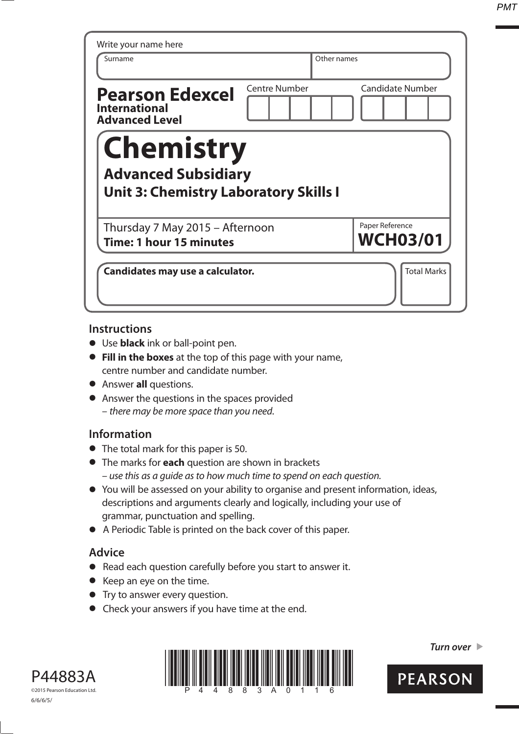Write your name here

| Surname | Other names |
|---|---|
| | |

**Pearson Edexcel**
**International Advanced Level**

| Centre Number | Candidate Number |
|---|---|
| | |

# Chemistry

## Advanced Subsidiary

## Unit 3: Chemistry Laboratory Skills I

Thursday 7 May 2015 – Afternoon
**Time: 1 hour 15 minutes**

Paper Reference
**WCH03/01**

**Candidates may use a calculator.**

Total Marks

## Instructions

- Use **black** ink or ball-point pen.
- **Fill in the boxes** at the top of this page with your name, centre number and candidate number.
- Answer **all** questions.
- Answer the questions in the spaces provided – *there may be more space than you need.*

## Information

- The total mark for this paper is 50.
- The marks for **each** question are shown in brackets – *use this as a guide as to how much time to spend on each question.*
- You will be assessed on your ability to organise and present information, ideas, descriptions and arguments clearly and logically, including your use of grammar, punctuation and spelling.
- A Periodic Table is printed on the back cover of this paper.

## Advice

- Read each question carefully before you start to answer it.
- Keep an eye on the time.
- Try to answer every question.
- Check your answers if you have time at the end.

*Turn over*

P44883A
©2015 Pearson Education Ltd.
6/6/6/5/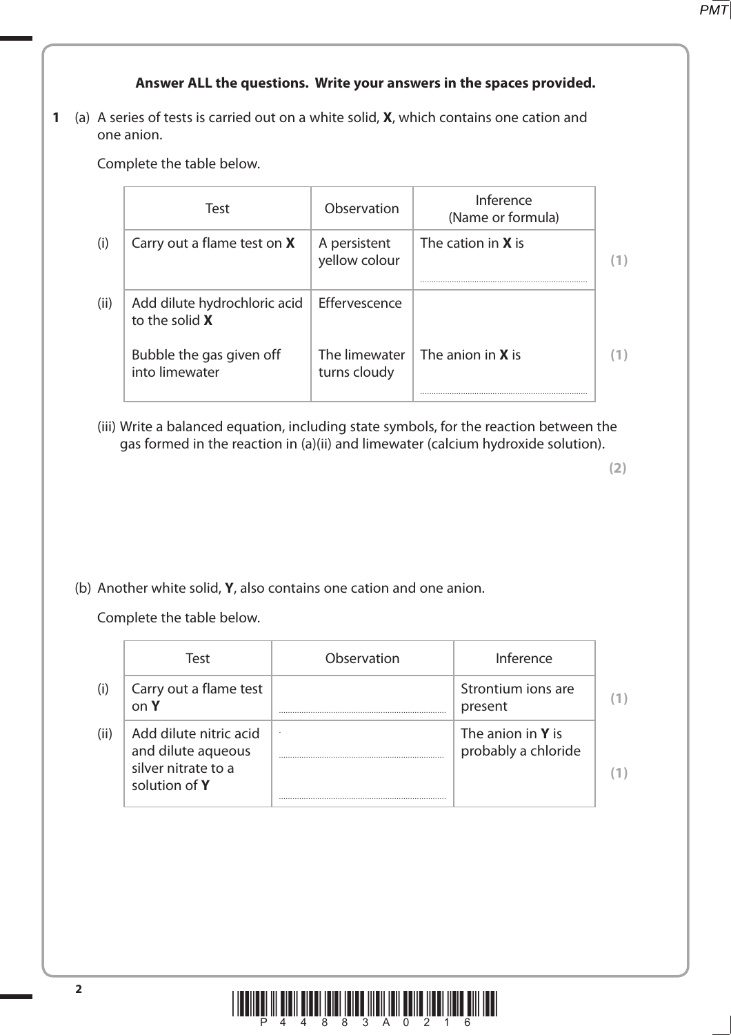**Answer ALL the questions. Write your answers in the spaces provided.**

**1** (a) A series of tests is carried out on a white solid, **X**, which contains one cation and one anion.

Complete the table below.

| | Test | Observation | Inference (Name or formula) | |
|---|---|---|---|---|
| (i) | Carry out a flame test on **X** | A persistent yellow colour | The cation in **X** is ........................................ | **(1)** |
| (ii) | Add dilute hydrochloric acid to the solid **X** | Effervescence | | |
| | Bubble the gas given off into limewater | The limewater turns cloudy | The anion in **X** is ........................................ | **(1)** |

(iii) Write a balanced equation, including state symbols, for the reaction between the gas formed in the reaction in (a)(ii) and limewater (calcium hydroxide solution).

**(2)**

(b) Another white solid, **Y**, also contains one cation and one anion.

Complete the table below.

| | Test | Observation | Inference | |
|---|---|---|---|---|
| (i) | Carry out a flame test on **Y** | ........................................ | Strontium ions are present | **(1)** |
| (ii) | Add dilute nitric acid and dilute aqueous silver nitrate to a solution of **Y** | ........................................ ........................................ | The anion in **Y** is probably a chloride | **(1)** |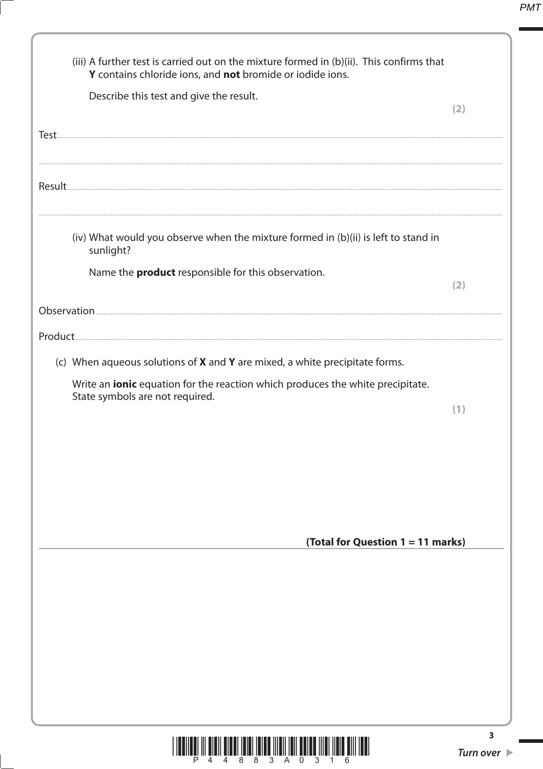(iii) A further test is carried out on the mixture formed in (b)(ii). This confirms that **Y** contains chloride ions, and **not** bromide or iodide ions.

Describe this test and give the result.

**(2)**

Test ..........................................................................................................................................................

..........................................................................................................................................................

Result ..........................................................................................................................................................

..........................................................................................................................................................

(iv) What would you observe when the mixture formed in (b)(ii) is left to stand in sunlight?

Name the **product** responsible for this observation.

**(2)**

Observation ..........................................................................................................................................................

Product ..........................................................................................................................................................

(c) When aqueous solutions of **X** and **Y** are mixed, a white precipitate forms.

Write an **ionic** equation for the reaction which produces the white precipitate. State symbols are not required.

**(1)**

**(Total for Question 1 = 11 marks)**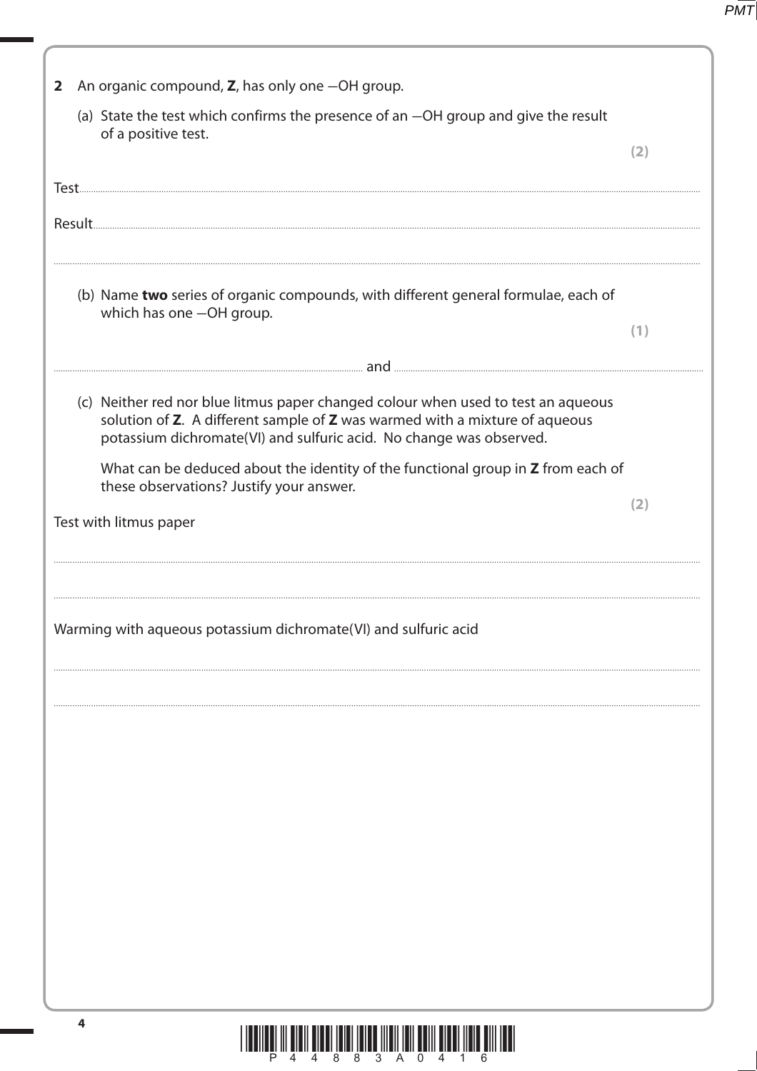**2** An organic compound, **Z**, has only one −OH group.

(a) State the test which confirms the presence of an −OH group and give the result of a positive test.
**(2)**

Test.......................................................................................................................................................

Result.......................................................................................................................................................

.......................................................................................................................................................

(b) Name **two** series of organic compounds, with different general formulae, each of which has one −OH group.
**(1)**

.................................................................................... and ....................................................................................

(c) Neither red nor blue litmus paper changed colour when used to test an aqueous solution of **Z**. A different sample of **Z** was warmed with a mixture of aqueous potassium dichromate(VI) and sulfuric acid. No change was observed.

What can be deduced about the identity of the functional group in **Z** from each of these observations? Justify your answer.
**(2)**

Test with litmus paper

.......................................................................................................................................................

.......................................................................................................................................................

Warming with aqueous potassium dichromate(VI) and sulfuric acid

.......................................................................................................................................................

.......................................................................................................................................................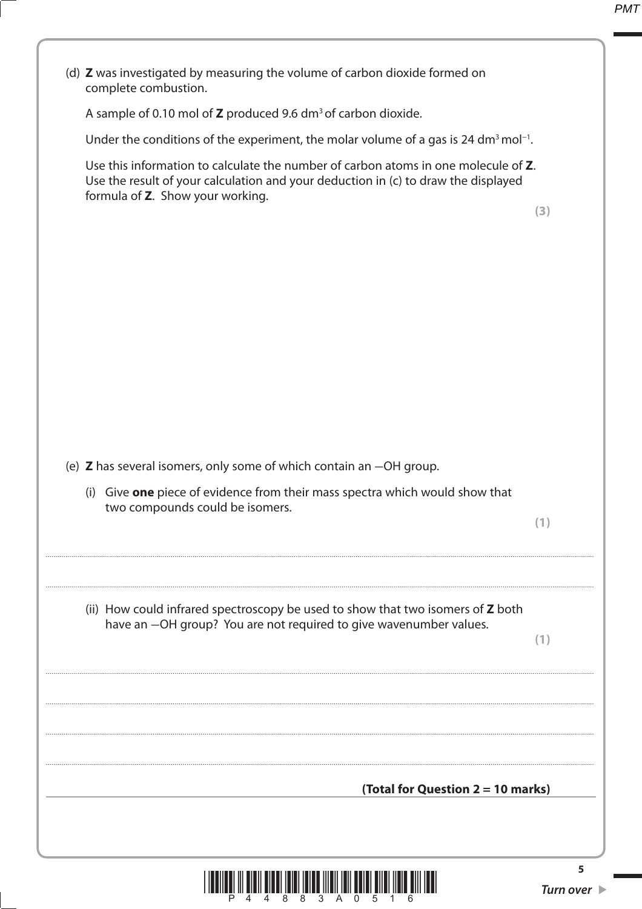(d) **Z** was investigated by measuring the volume of carbon dioxide formed on complete combustion.

A sample of 0.10 mol of **Z** produced 9.6 $dm^3$ of carbon dioxide.

Under the conditions of the experiment, the molar volume of a gas is 24 $dm^3\ mol^{-1}$.

Use this information to calculate the number of carbon atoms in one molecule of **Z**. Use the result of your calculation and your deduction in (c) to draw the displayed formula of **Z**. Show your working.

**(3)**

(e) **Z** has several isomers, only some of which contain an –OH group.

(i) Give **one** piece of evidence from their mass spectra which would show that two compounds could be isomers.

**(1)**

....................................................................................................................................................................................................

....................................................................................................................................................................................................

(ii) How could infrared spectroscopy be used to show that two isomers of **Z** both have an –OH group? You are not required to give wavenumber values.

**(1)**

....................................................................................................................................................................................................

....................................................................................................................................................................................................

....................................................................................................................................................................................................

....................................................................................................................................................................................................

**(Total for Question 2 = 10 marks)**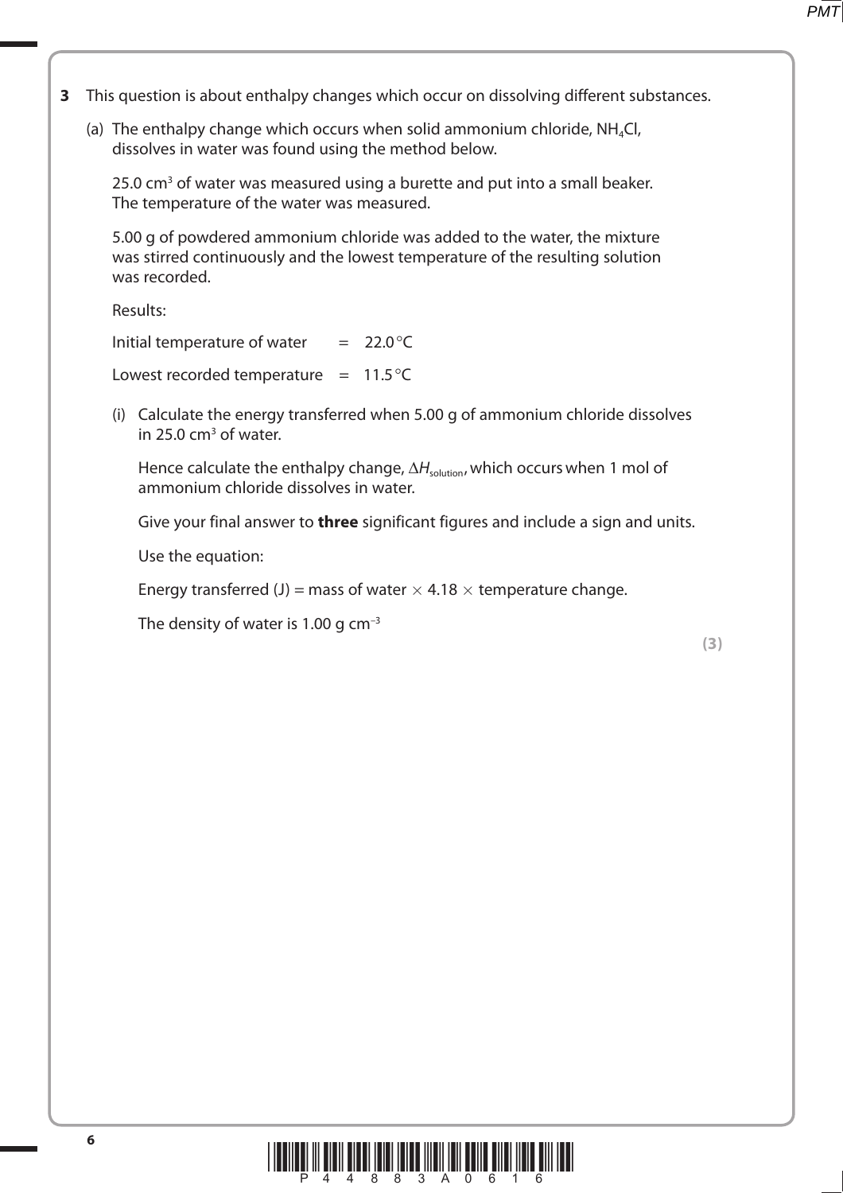**3** This question is about enthalpy changes which occur on dissolving different substances.

(a) The enthalpy change which occurs when solid ammonium chloride, $NH_4Cl$, dissolves in water was found using the method below.

25.0 $cm^3$ of water was measured using a burette and put into a small beaker. The temperature of the water was measured.

5.00 g of powdered ammonium chloride was added to the water, the mixture was stirred continuously and the lowest temperature of the resulting solution was recorded.

Results:

Initial temperature of water = 22.0 °C

Lowest recorded temperature = 11.5 °C

(i) Calculate the energy transferred when 5.00 g of ammonium chloride dissolves in 25.0 $cm^3$ of water.

Hence calculate the enthalpy change, $\Delta H_{solution}$, which occurs when 1 mol of ammonium chloride dissolves in water.

Give your final answer to **three** significant figures and include a sign and units.

Use the equation:

Energy transferred (J) = mass of water × 4.18 × temperature change.

The density of water is 1.00 g $cm^{-3}$

**(3)**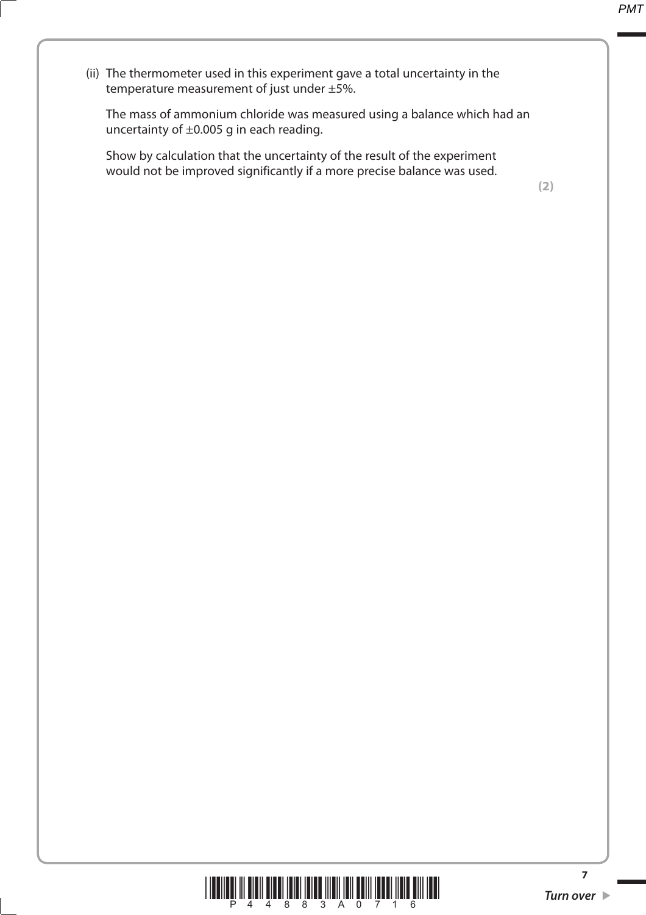(ii) The thermometer used in this experiment gave a total uncertainty in the temperature measurement of just under ±5%.

The mass of ammonium chloride was measured using a balance which had an uncertainty of ±0.005 g in each reading.

Show by calculation that the uncertainty of the result of the experiment would not be improved significantly if a more precise balance was used.

**(2)**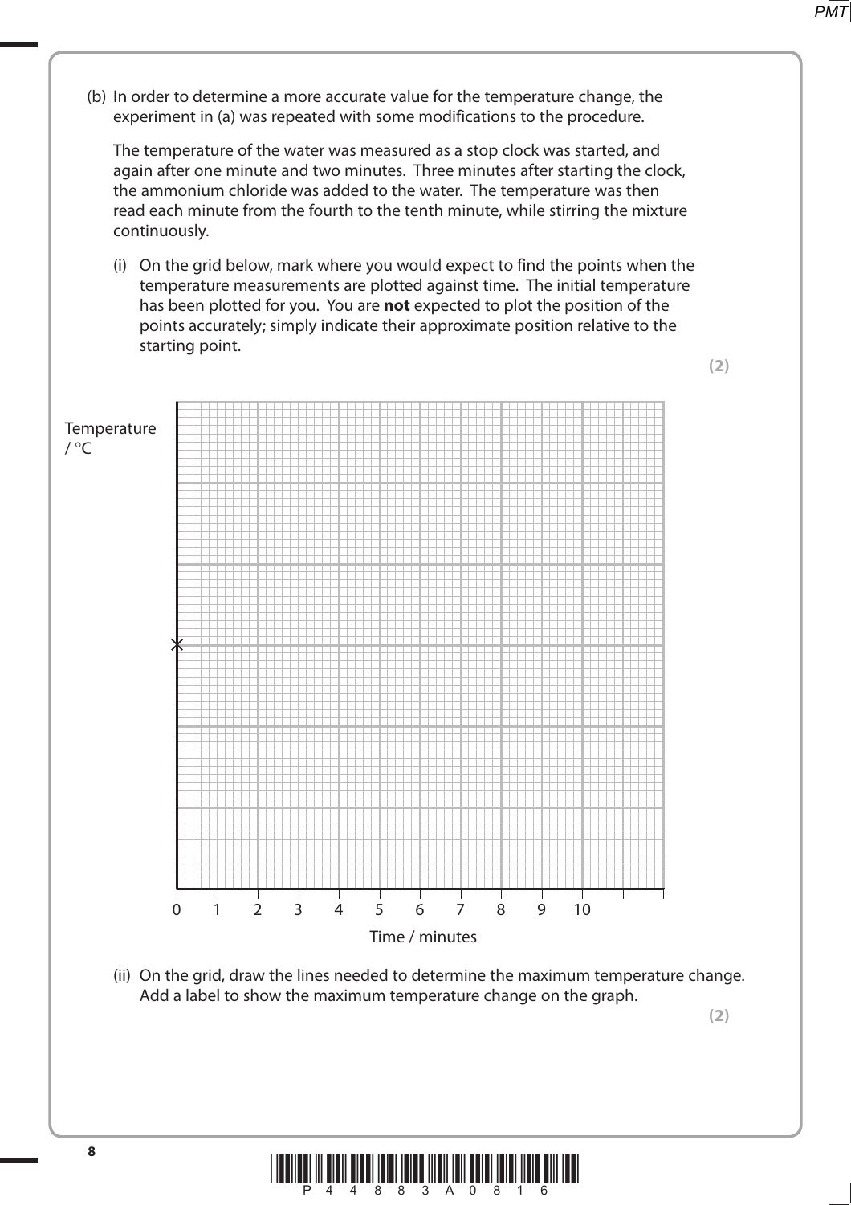(b) In order to determine a more accurate value for the temperature change, the experiment in (a) was repeated with some modifications to the procedure.

The temperature of the water was measured as a stop clock was started, and again after one minute and two minutes. Three minutes after starting the clock, the ammonium chloride was added to the water. The temperature was then read each minute from the fourth to the tenth minute, while stirring the mixture continuously.

(i) On the grid below, mark where you would expect to find the points when the temperature measurements are plotted against time. The initial temperature has been plotted for you. You are **not** expected to plot the position of the points accurately; simply indicate their approximate position relative to the starting point.

**(2)**

Temperature / °C

Time / minutes

0 1 2 3 4 5 6 7 8 9 10

(ii) On the grid, draw the lines needed to determine the maximum temperature change. Add a label to show the maximum temperature change on the graph.

**(2)**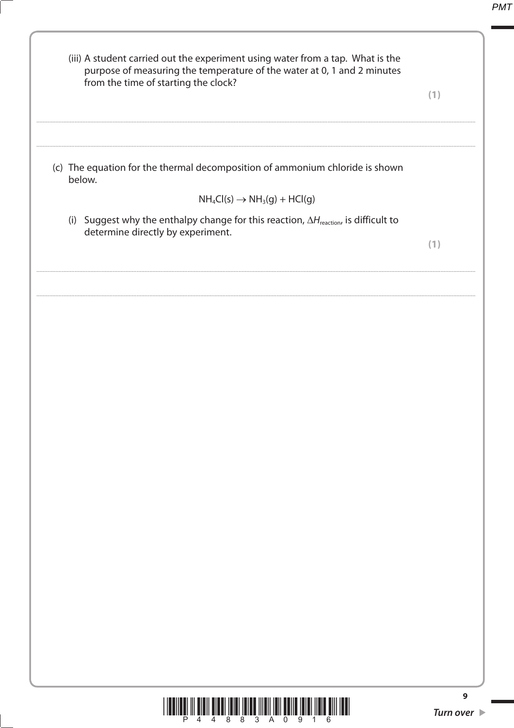(iii) A student carried out the experiment using water from a tap. What is the purpose of measuring the temperature of the water at 0, 1 and 2 minutes from the time of starting the clock?

**(1)**

.................................................................................................................................................

.................................................................................................................................................

(c) The equation for the thermal decomposition of ammonium chloride is shown below.

$$NH_4Cl(s) \rightarrow NH_3(g) + HCl(g)$$

(i) Suggest why the enthalpy change for this reaction, $\Delta H_{reaction}$, is difficult to determine directly by experiment.

**(1)**

.................................................................................................................................................

.................................................................................................................................................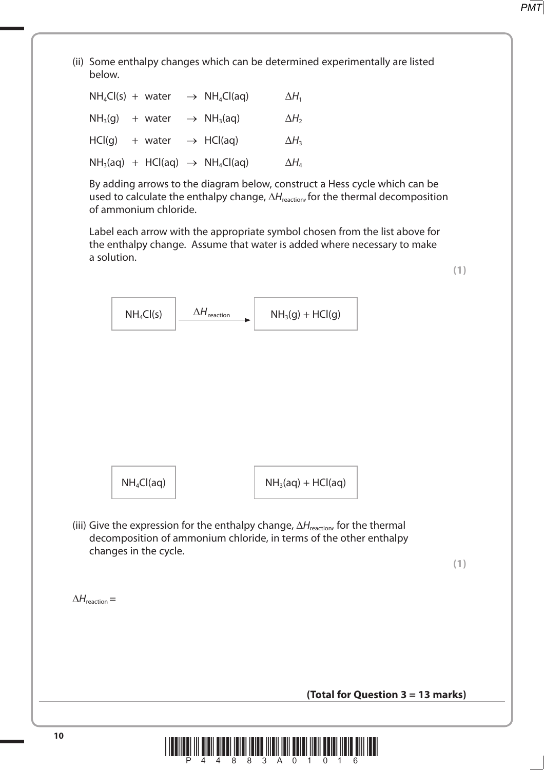(ii) Some enthalpy changes which can be determined experimentally are listed below.

| | | |
|---|---|---|
| $NH_4Cl(s)$ + water | → $NH_4Cl(aq)$ | $\Delta H_1$ |
| $NH_3(g)$ + water | → $NH_3(aq)$ | $\Delta H_2$ |
| $HCl(g)$ + water | → $HCl(aq)$ | $\Delta H_3$ |
| $NH_3(aq)$ + $HCl(aq)$ | → $NH_4Cl(aq)$ | $\Delta H_4$ |

By adding arrows to the diagram below, construct a Hess cycle which can be used to calculate the enthalpy change, $\Delta H_{reaction}$, for the thermal decomposition of ammonium chloride.

Label each arrow with the appropriate symbol chosen from the list above for the enthalpy change. Assume that water is added where necessary to make a solution.

**(1)**

$NH_4Cl(s)$ —— $\Delta H_{reaction}$ ——→ $NH_3(g) + HCl(g)$

$NH_4Cl(aq)$ $NH_3(aq) + HCl(aq)$

(iii) Give the expression for the enthalpy change, $\Delta H_{reaction}$, for the thermal decomposition of ammonium chloride, in terms of the other enthalpy changes in the cycle.

**(1)**

$\Delta H_{reaction} =$

**(Total for Question 3 = 13 marks)**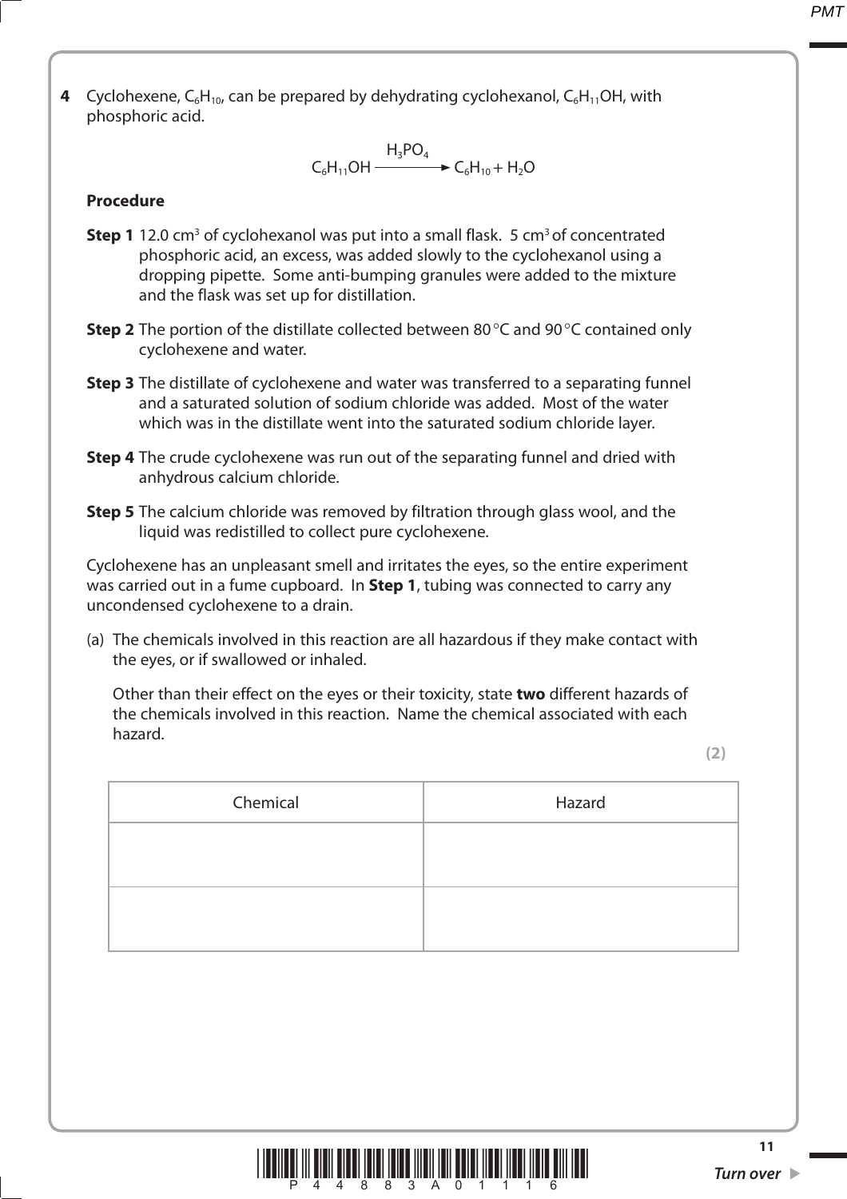**4** Cyclohexene, $C_6H_{10}$, can be prepared by dehydrating cyclohexanol, $C_6H_{11}OH$, with phosphoric acid.

$$C_6H_{11}OH \xrightarrow{H_3PO_4} C_6H_{10} + H_2O$$

**Procedure**

**Step 1** 12.0 $cm^3$ of cyclohexanol was put into a small flask. 5 $cm^3$ of concentrated phosphoric acid, an excess, was added slowly to the cyclohexanol using a dropping pipette. Some anti-bumping granules were added to the mixture and the flask was set up for distillation.

**Step 2** The portion of the distillate collected between 80 °C and 90 °C contained only cyclohexene and water.

**Step 3** The distillate of cyclohexene and water was transferred to a separating funnel and a saturated solution of sodium chloride was added. Most of the water which was in the distillate went into the saturated sodium chloride layer.

**Step 4** The crude cyclohexene was run out of the separating funnel and dried with anhydrous calcium chloride.

**Step 5** The calcium chloride was removed by filtration through glass wool, and the liquid was redistilled to collect pure cyclohexene.

Cyclohexene has an unpleasant smell and irritates the eyes, so the entire experiment was carried out in a fume cupboard. In **Step 1**, tubing was connected to carry any uncondensed cyclohexene to a drain.

(a) The chemicals involved in this reaction are all hazardous if they make contact with the eyes, or if swallowed or inhaled.

Other than their effect on the eyes or their toxicity, state **two** different hazards of the chemicals involved in this reaction. Name the chemical associated with each hazard.

**(2)**

| Chemical | Hazard |
|---|---|
| | |
| | |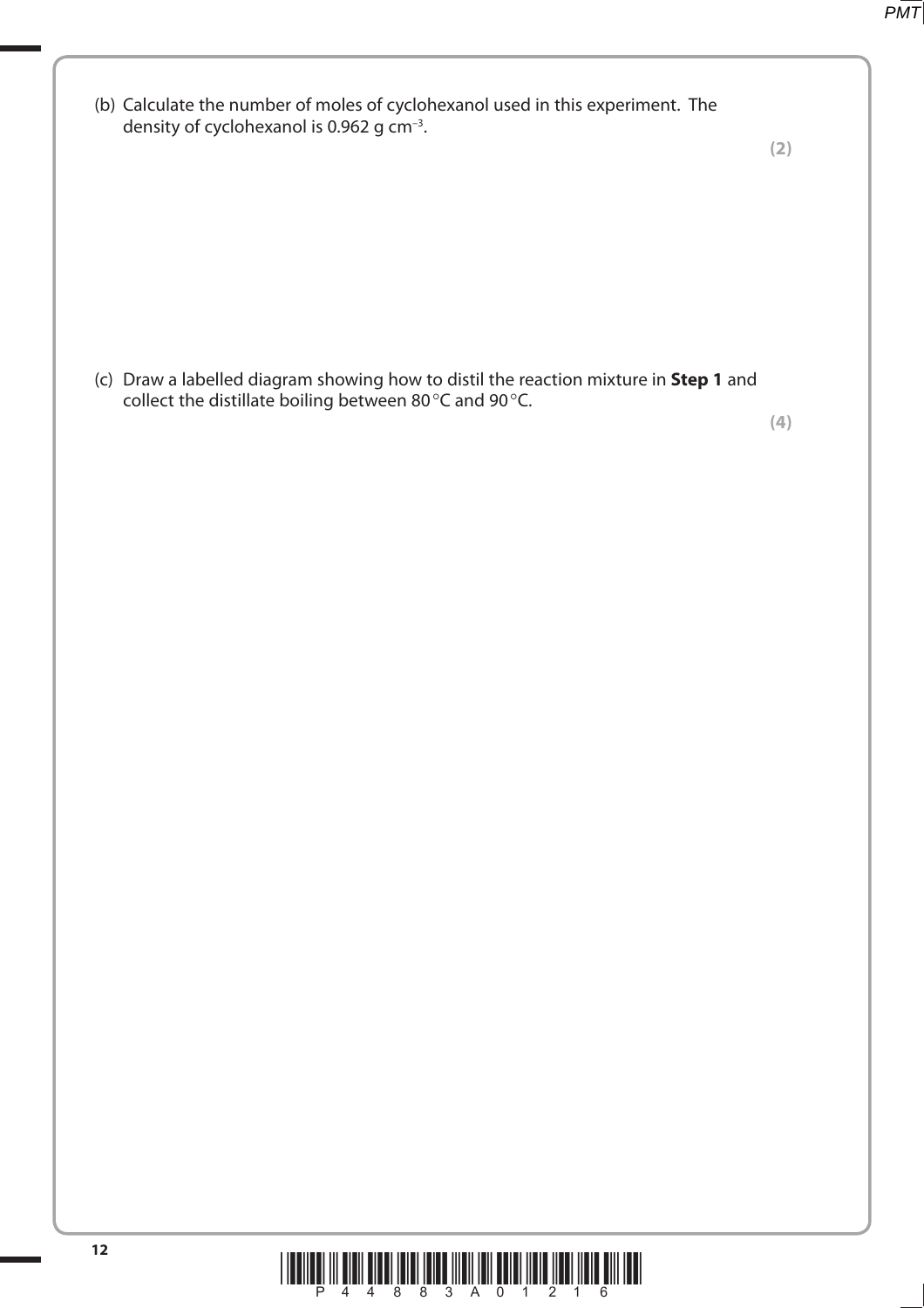(b) Calculate the number of moles of cyclohexanol used in this experiment. The density of cyclohexanol is 0.962 g cm$^{-3}$.

**(2)**

(c) Draw a labelled diagram showing how to distil the reaction mixture in **Step 1** and collect the distillate boiling between 80 °C and 90 °C.

**(4)**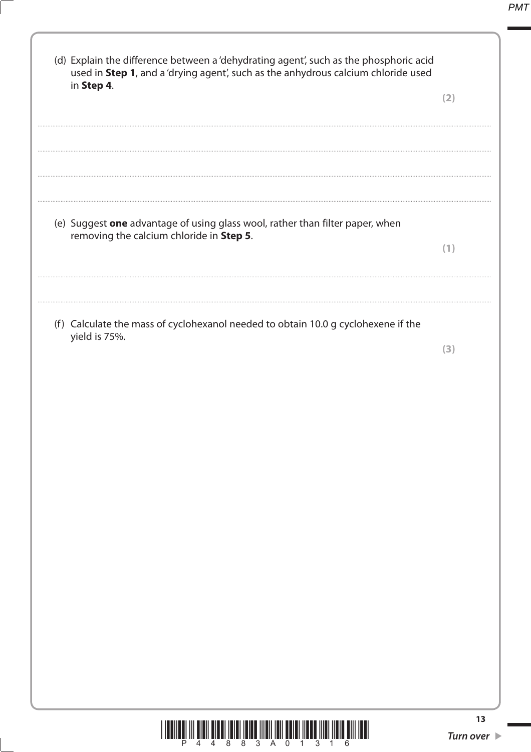(d) Explain the difference between a 'dehydrating agent', such as the phosphoric acid used in **Step 1**, and a 'drying agent', such as the anhydrous calcium chloride used in **Step 4**.

**(2)**

(e) Suggest **one** advantage of using glass wool, rather than filter paper, when removing the calcium chloride in **Step 5**.

**(1)**

(f) Calculate the mass of cyclohexanol needed to obtain 10.0 g cyclohexene if the yield is 75%.

**(3)**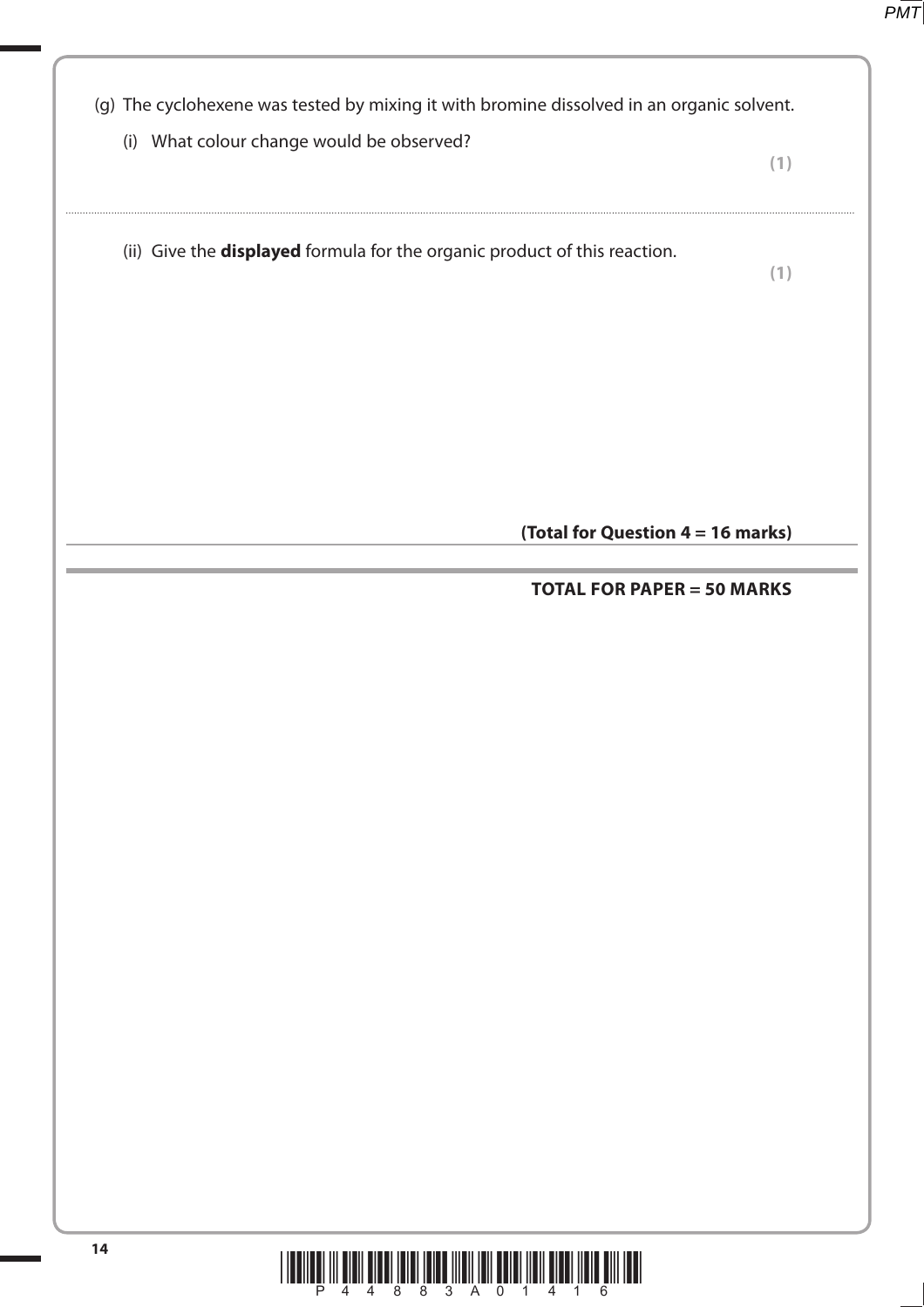(g) The cyclohexene was tested by mixing it with bromine dissolved in an organic solvent.

(i) What colour change would be observed?

**(1)**

........................................................................................................................................................................................................

(ii) Give the **displayed** formula for the organic product of this reaction.

**(1)**

**(Total for Question 4 = 16 marks)**

**TOTAL FOR PAPER = 50 MARKS**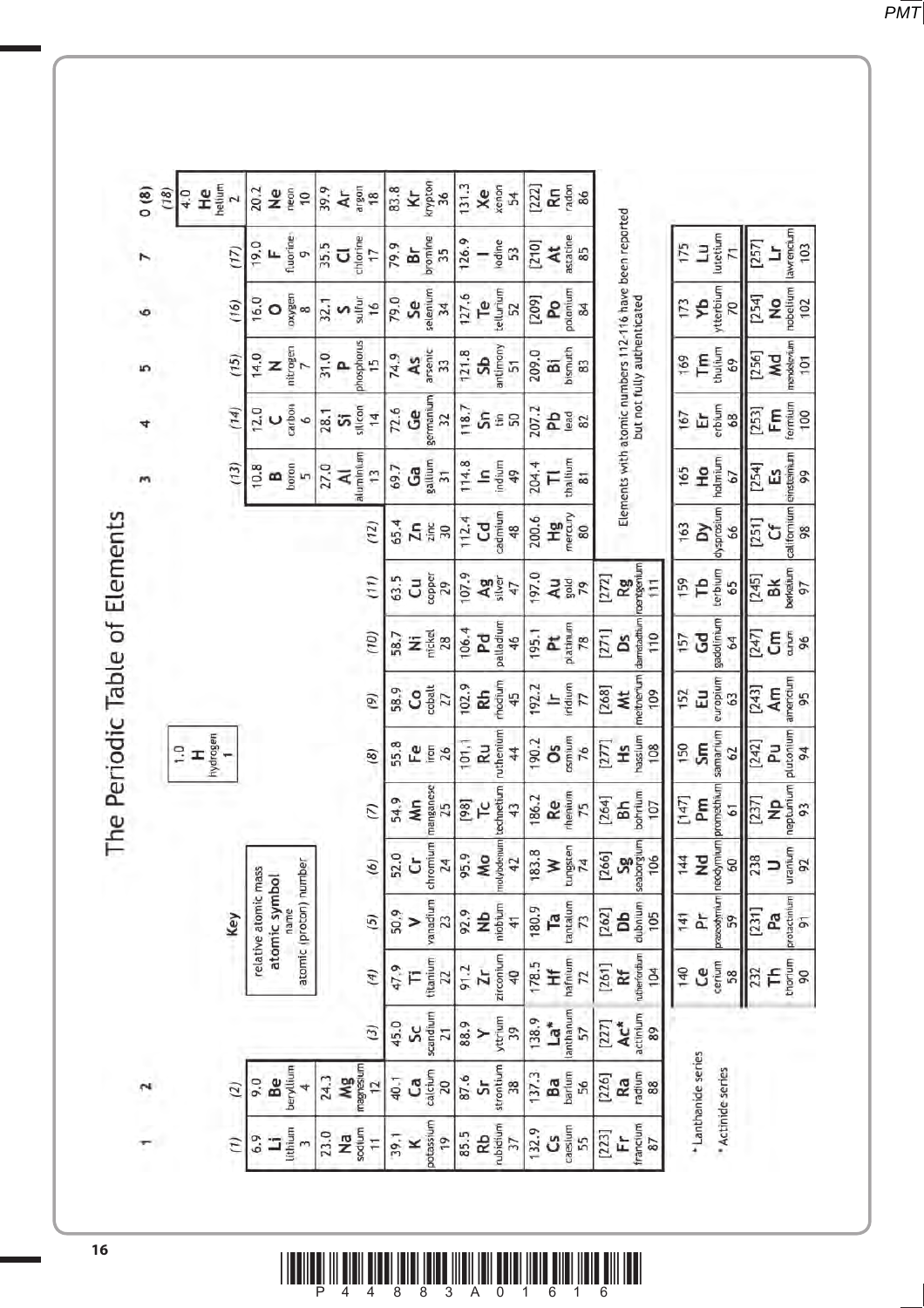# The Periodic Table of Elements

**Key**

relative atomic mass
**atomic symbol**
name
atomic (proton) number

| 1 | 2 | | | | | | | | | | | 3 | 4 | 5 | 6 | 7 | 0 (8) |
|---|---|---|---|---|---|---|---|---|---|---|---|---|---|---|---|---|---|
| (1) | (2) | (3) | (4) | (5) | (6) | (7) | (8) | (9) | (10) | (11) | (12) | (13) | (14) | (15) | (16) | (17) | (18) |
| | | | | | | | 1.0 **H** hydrogen 1 | | | | | | | | | | 4.0 **He** helium 2 |
| 6.9 **Li** lithium 3 | 9.0 **Be** beryllium 4 | | | | | | | | | | | 10.8 **B** boron 5 | 12.0 **C** carbon 6 | 14.0 **N** nitrogen 7 | 16.0 **O** oxygen 8 | 19.0 **F** fluorine 9 | 20.2 **Ne** neon 10 |
| 23.0 **Na** sodium 11 | 24.3 **Mg** magnesium 12 | | | | | | | | | | | 27.0 **Al** aluminium 13 | 28.1 **Si** silicon 14 | 31.0 **P** phosphorus 15 | 32.1 **S** sulfur 16 | 35.5 **Cl** chlorine 17 | 39.9 **Ar** argon 18 |
| 39.1 **K** potassium 19 | 40.1 **Ca** calcium 20 | 45.0 **Sc** scandium 21 | 47.9 **Ti** titanium 22 | 50.9 **V** vanadium 23 | 52.0 **Cr** chromium 24 | 54.9 **Mn** manganese 25 | 55.8 **Fe** iron 26 | 58.9 **Co** cobalt 27 | 58.7 **Ni** nickel 28 | 63.5 **Cu** copper 29 | 65.4 **Zn** zinc 30 | 69.7 **Ga** gallium 31 | 72.6 **Ge** germanium 32 | 74.9 **As** arsenic 33 | 79.0 **Se** selenium 34 | 79.9 **Br** bromine 35 | 83.8 **Kr** krypton 36 |
| 85.5 **Rb** rubidium 37 | 87.6 **Sr** strontium 38 | 88.9 **Y** yttrium 39 | 91.2 **Zr** zirconium 40 | 92.9 **Nb** niobium 41 | 95.9 **Mo** molybdenum 42 | [98] **Tc** technetium 43 | 101.1 **Ru** ruthenium 44 | 102.9 **Rh** rhodium 45 | 106.4 **Pd** palladium 46 | 107.9 **Ag** silver 47 | 112.4 **Cd** cadmium 48 | 114.8 **In** indium 49 | 118.7 **Sn** tin 50 | 121.8 **Sb** antimony 51 | 127.6 **Te** tellurium 52 | 126.9 **I** iodine 53 | 131.3 **Xe** xenon 54 |
| 132.9 **Cs** caesium 55 | 137.3 **Ba** barium 56 | 138.9 **La*** lanthanum 57 | 178.5 **Hf** hafnium 72 | 180.9 **Ta** tantalum 73 | 183.8 **W** tungsten 74 | 186.2 **Re** rhenium 75 | 190.2 **Os** osmium 76 | 192.2 **Ir** iridium 77 | 195.1 **Pt** platinum 78 | 197.0 **Au** gold 79 | 200.6 **Hg** mercury 80 | 204.4 **Tl** thallium 81 | 207.2 **Pb** lead 82 | 209.0 **Bi** bismuth 83 | [209] **Po** polonium 84 | [210] **At** astatine 85 | [222] **Rn** radon 86 |
| [223] **Fr** francium 87 | [226] **Ra** radium 88 | [227] **Ac*** actinium 89 | [261] **Rf** rutherfordium 104 | [262] **Db** dubnium 105 | [266] **Sg** seaborgium 106 | [264] **Bh** bohrium 107 | [277] **Hs** hassium 108 | [268] **Mt** meitnerium 109 | [271] **Ds** darmstadtium 110 | [272] **Rg** roentgenium 111 | | | | | | | |

Elements with atomic numbers 112-116 have been reported but not fully authenticated

| | | | | | | | | | | | | | | |
|---|---|---|---|---|---|---|---|---|---|---|---|---|---|---|
| * Lanthanide series | 140 **Ce** cerium 58 | 141 **Pr** praseodymium 59 | 144 **Nd** neodymium 60 | [147] **Pm** promethium 61 | 150 **Sm** samarium 62 | 152 **Eu** europium 63 | 157 **Gd** gadolinium 64 | 159 **Tb** terbium 65 | 163 **Dy** dysprosium 66 | 165 **Ho** holmium 67 | 167 **Er** erbium 68 | 169 **Tm** thulium 69 | 173 **Yb** ytterbium 70 | 175 **Lu** lutetium 71 |
| * Actinide series | 232 **Th** thorium 90 | [231] **Pa** protactinium 91 | 238 **U** uranium 92 | [237] **Np** neptunium 93 | [242] **Pu** plutonium 94 | [243] **Am** americium 95 | [247] **Cm** curium 96 | [245] **Bk** berkelium 97 | [251] **Cf** californium 98 | [254] **Es** einsteinium 99 | [253] **Fm** fermium 100 | [256] **Md** mendelevium 101 | [254] **No** nobelium 102 | [257] **Lr** lawrencium 103 |